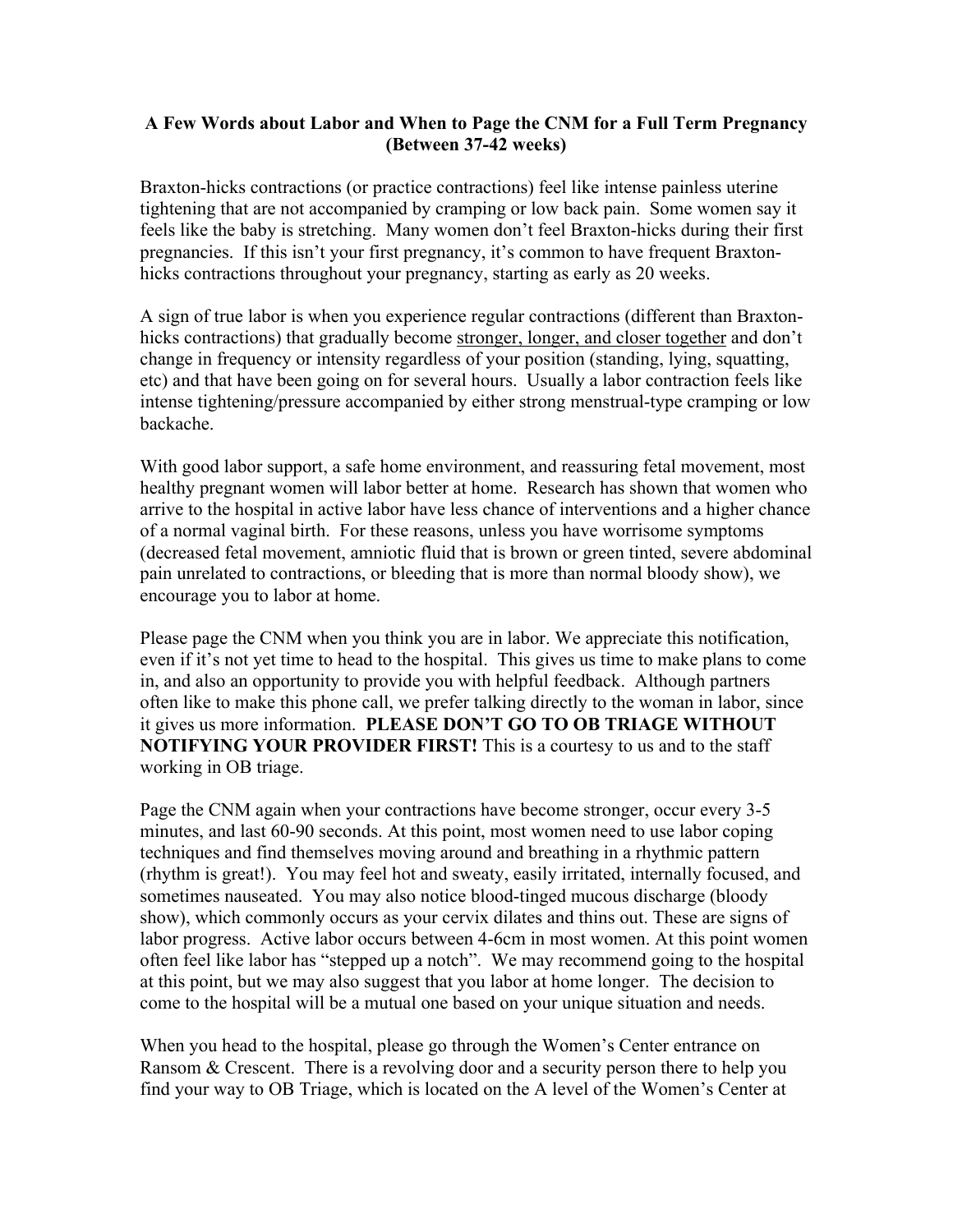**A Few Words about Labor and When to Page the CNM for a Full Term Pregnancy (Between 37-42 weeks)**

Braxton-hicks contractions (or practice contractions) feel like intense painless uterine tightening that are not accompanied by cramping or low back pain. Some women say it feels like the baby is stretching. Many women don't feel Braxton-hicks during their first pregnancies. If this isn't your first pregnancy, it's common to have frequent Braxton-hicks contractions throughout your pregnancy, starting as early as 20 weeks.

A sign of true labor is when you experience regular contractions (different than Braxton-hicks contractions) that gradually become <u>stronger, longer, and closer together</u> and don't change in frequency or intensity regardless of your position (standing, lying, squatting, etc) and that have been going on for several hours. Usually a labor contraction feels like intense tightening/pressure accompanied by either strong menstrual-type cramping or low backache.

With good labor support, a safe home environment, and reassuring fetal movement, most healthy pregnant women will labor better at home. Research has shown that women who arrive to the hospital in active labor have less chance of interventions and a higher chance of a normal vaginal birth. For these reasons, unless you have worrisome symptoms (decreased fetal movement, amniotic fluid that is brown or green tinted, severe abdominal pain unrelated to contractions, or bleeding that is more than normal bloody show), we encourage you to labor at home.

Please page the CNM when you think you are in labor. We appreciate this notification, even if it's not yet time to head to the hospital. This gives us time to make plans to come in, and also an opportunity to provide you with helpful feedback. Although partners often like to make this phone call, we prefer talking directly to the woman in labor, since it gives us more information. **PLEASE DON'T GO TO OB TRIAGE WITHOUT NOTIFYING YOUR PROVIDER FIRST!** This is a courtesy to us and to the staff working in OB triage.

Page the CNM again when your contractions have become stronger, occur every 3-5 minutes, and last 60-90 seconds. At this point, most women need to use labor coping techniques and find themselves moving around and breathing in a rhythmic pattern (rhythm is great!). You may feel hot and sweaty, easily irritated, internally focused, and sometimes nauseated. You may also notice blood-tinged mucous discharge (bloody show), which commonly occurs as your cervix dilates and thins out. These are signs of labor progress. Active labor occurs between 4-6cm in most women. At this point women often feel like labor has "stepped up a notch". We may recommend going to the hospital at this point, but we may also suggest that you labor at home longer. The decision to come to the hospital will be a mutual one based on your unique situation and needs.

When you head to the hospital, please go through the Women's Center entrance on Ransom & Crescent. There is a revolving door and a security person there to help you find your way to OB Triage, which is located on the A level of the Women's Center at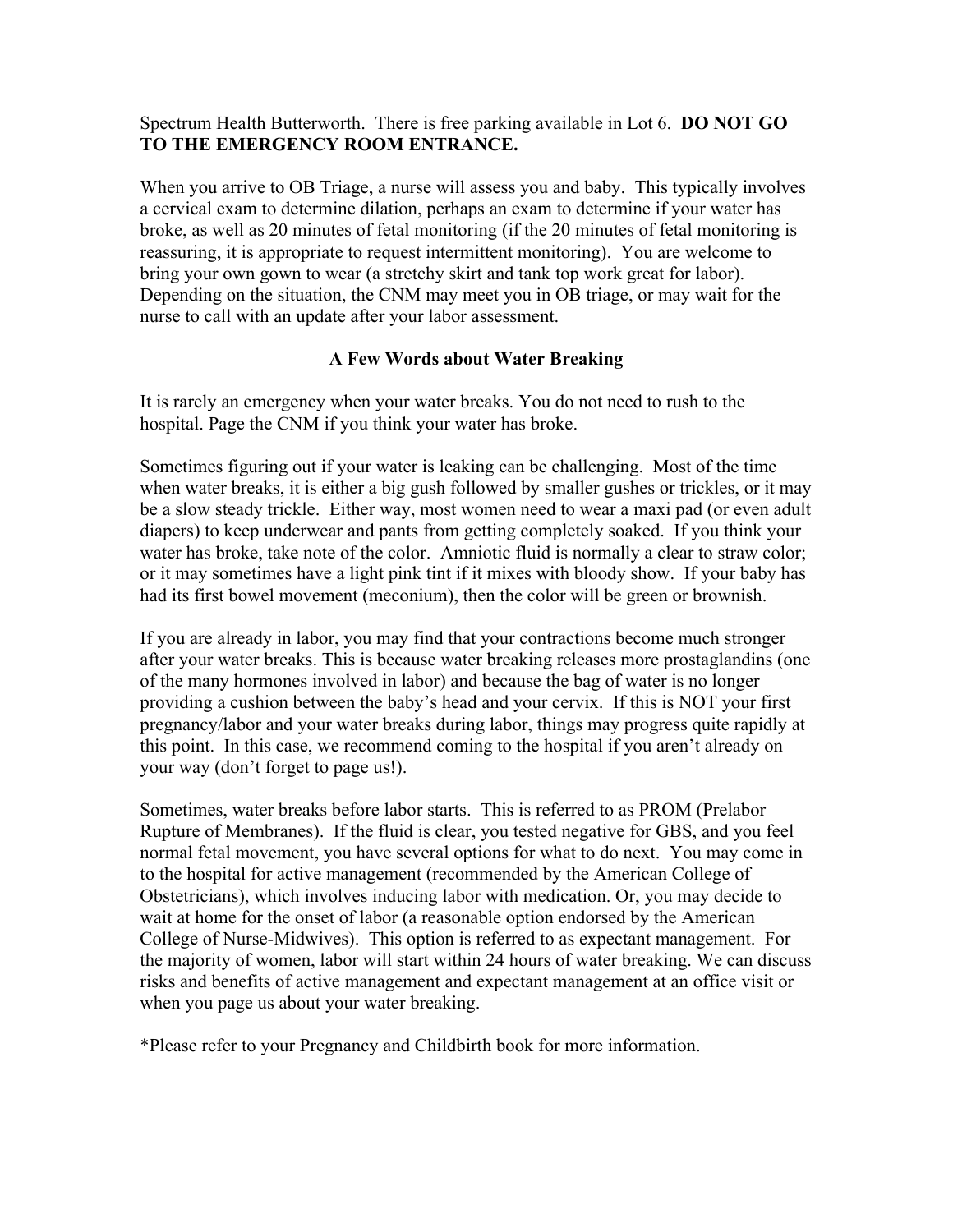Spectrum Health Butterworth. There is free parking available in Lot 6. **DO NOT GO TO THE EMERGENCY ROOM ENTRANCE.**

When you arrive to OB Triage, a nurse will assess you and baby. This typically involves a cervical exam to determine dilation, perhaps an exam to determine if your water has broke, as well as 20 minutes of fetal monitoring (if the 20 minutes of fetal monitoring is reassuring, it is appropriate to request intermittent monitoring). You are welcome to bring your own gown to wear (a stretchy skirt and tank top work great for labor). Depending on the situation, the CNM may meet you in OB triage, or may wait for the nurse to call with an update after your labor assessment.

## A Few Words about Water Breaking

It is rarely an emergency when your water breaks. You do not need to rush to the hospital. Page the CNM if you think your water has broke.

Sometimes figuring out if your water is leaking can be challenging. Most of the time when water breaks, it is either a big gush followed by smaller gushes or trickles, or it may be a slow steady trickle. Either way, most women need to wear a maxi pad (or even adult diapers) to keep underwear and pants from getting completely soaked. If you think your water has broke, take note of the color. Amniotic fluid is normally a clear to straw color; or it may sometimes have a light pink tint if it mixes with bloody show. If your baby has had its first bowel movement (meconium), then the color will be green or brownish.

If you are already in labor, you may find that your contractions become much stronger after your water breaks. This is because water breaking releases more prostaglandins (one of the many hormones involved in labor) and because the bag of water is no longer providing a cushion between the baby's head and your cervix. If this is NOT your first pregnancy/labor and your water breaks during labor, things may progress quite rapidly at this point. In this case, we recommend coming to the hospital if you aren't already on your way (don't forget to page us!).

Sometimes, water breaks before labor starts. This is referred to as PROM (Prelabor Rupture of Membranes). If the fluid is clear, you tested negative for GBS, and you feel normal fetal movement, you have several options for what to do next. You may come in to the hospital for active management (recommended by the American College of Obstetricians), which involves inducing labor with medication. Or, you may decide to wait at home for the onset of labor (a reasonable option endorsed by the American College of Nurse-Midwives). This option is referred to as expectant management. For the majority of women, labor will start within 24 hours of water breaking. We can discuss risks and benefits of active management and expectant management at an office visit or when you page us about your water breaking.

*Please refer to your Pregnancy and Childbirth book for more information.